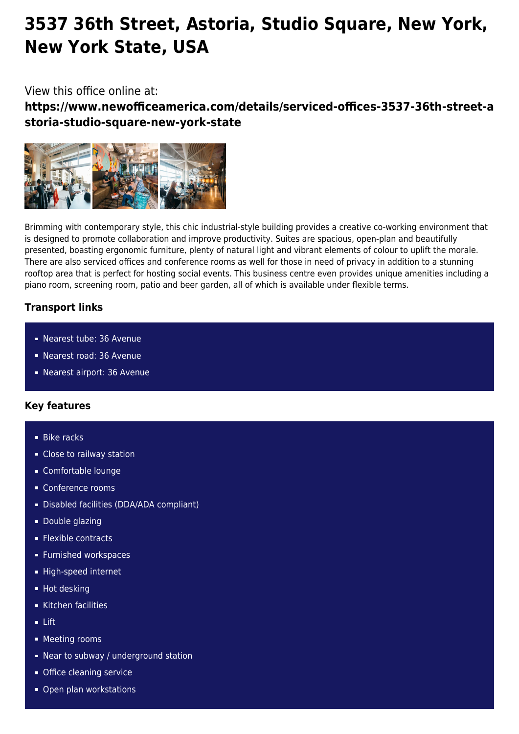# 3537 36th Street, Astoria, Studio Square, New York, New York State, USA

View this office online at:

**https://www.newofficeamerica.com/details/serviced-offices-3537-36th-street-astoria-studio-square-new-york-state**

Brimming with contemporary style, this chic industrial-style building provides a creative co-working environment that is designed to promote collaboration and improve productivity. Suites are spacious, open-plan and beautifully presented, boasting ergonomic furniture, plenty of natural light and vibrant elements of colour to uplift the morale. There are also serviced offices and conference rooms as well for those in need of privacy in addition to a stunning rooftop area that is perfect for hosting social events. This business centre even provides unique amenities including a piano room, screening room, patio and beer garden, all of which is available under flexible terms.

### Transport links

- Nearest tube: 36 Avenue
- Nearest road: 36 Avenue
- Nearest airport: 36 Avenue

### Key features

- Bike racks
- Close to railway station
- Comfortable lounge
- Conference rooms
- Disabled facilities (DDA/ADA compliant)
- Double glazing
- Flexible contracts
- Furnished workspaces
- High-speed internet
- Hot desking
- Kitchen facilities
- Lift
- Meeting rooms
- Near to subway / underground station
- Office cleaning service
- Open plan workstations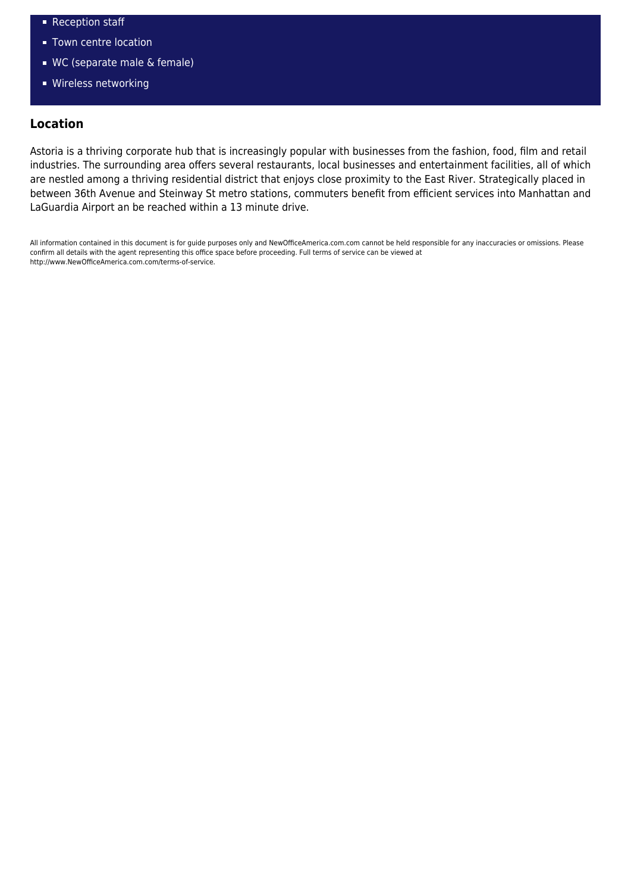- Reception staff
- Town centre location
- WC (separate male & female)
- Wireless networking

## Location

Astoria is a thriving corporate hub that is increasingly popular with businesses from the fashion, food, film and retail industries. The surrounding area offers several restaurants, local businesses and entertainment facilities, all of which are nestled among a thriving residential district that enjoys close proximity to the East River. Strategically placed in between 36th Avenue and Steinway St metro stations, commuters benefit from efficient services into Manhattan and LaGuardia Airport an be reached within a 13 minute drive.

All information contained in this document is for guide purposes only and NewOfficeAmerica.com.com cannot be held responsible for any inaccuracies or omissions. Please confirm all details with the agent representing this office space before proceeding. Full terms of service can be viewed at http://www.NewOfficeAmerica.com.com/terms-of-service.